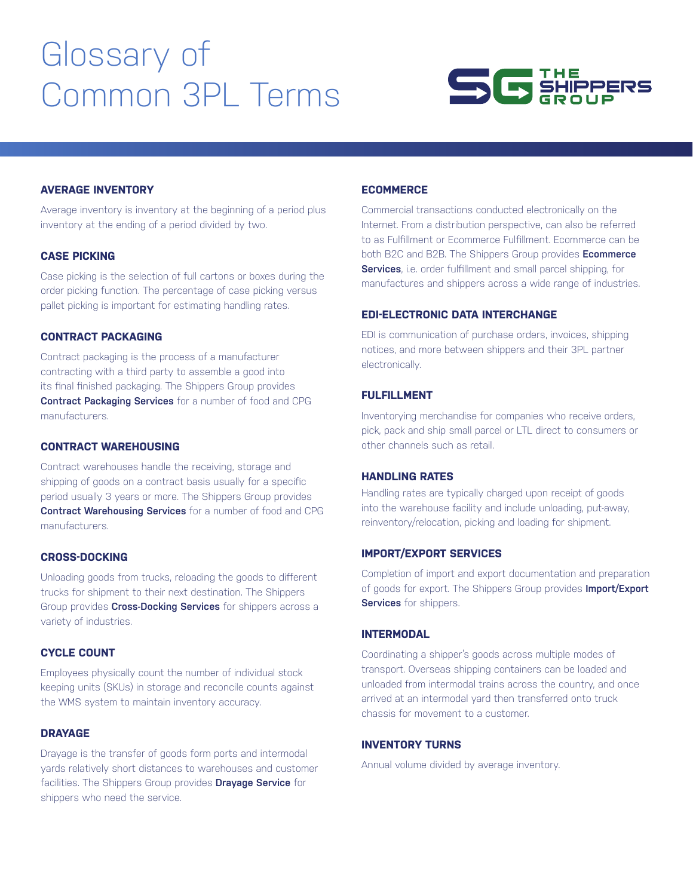# Glossary of Common 3PL Terms

THE SHIPPERS GROUP

### AVERAGE INVENTORY

Average inventory is inventory at the beginning of a period plus inventory at the ending of a period divided by two.

### CASE PICKING

Case picking is the selection of full cartons or boxes during the order picking function. The percentage of case picking versus pallet picking is important for estimating handling rates.

### CONTRACT PACKAGING

Contract packaging is the process of a manufacturer contracting with a third party to assemble a good into its final finished packaging. The Shippers Group provides **Contract Packaging Services** for a number of food and CPG manufacturers.

### CONTRACT WAREHOUSING

Contract warehouses handle the receiving, storage and shipping of goods on a contract basis usually for a specific period usually 3 years or more. The Shippers Group provides **Contract Warehousing Services** for a number of food and CPG manufacturers.

### CROSS-DOCKING

Unloading goods from trucks, reloading the goods to different trucks for shipment to their next destination. The Shippers Group provides **Cross-Docking Services** for shippers across a variety of industries.

### CYCLE COUNT

Employees physically count the number of individual stock keeping units (SKUs) in storage and reconcile counts against the WMS system to maintain inventory accuracy.

### DRAYAGE

Drayage is the transfer of goods form ports and intermodal yards relatively short distances to warehouses and customer facilities. The Shippers Group provides **Drayage Service** for shippers who need the service.

### ECOMMERCE

Commercial transactions conducted electronically on the Internet. From a distribution perspective, can also be referred to as Fulfillment or Ecommerce Fulfillment. Ecommerce can be both B2C and B2B. The Shippers Group provides **Ecommerce Services**, i.e. order fulfillment and small parcel shipping, for manufactures and shippers across a wide range of industries.

### EDI-ELECTRONIC DATA INTERCHANGE

EDI is communication of purchase orders, invoices, shipping notices, and more between shippers and their 3PL partner electronically.

### FULFILLMENT

Inventorying merchandise for companies who receive orders, pick, pack and ship small parcel or LTL direct to consumers or other channels such as retail.

### HANDLING RATES

Handling rates are typically charged upon receipt of goods into the warehouse facility and include unloading, put-away, reinventory/relocation, picking and loading for shipment.

### IMPORT/EXPORT SERVICES

Completion of import and export documentation and preparation of goods for export. The Shippers Group provides **Import/Export Services** for shippers.

### INTERMODAL

Coordinating a shipper's goods across multiple modes of transport. Overseas shipping containers can be loaded and unloaded from intermodal trains across the country, and once arrived at an intermodal yard then transferred onto truck chassis for movement to a customer.

### INVENTORY TURNS

Annual volume divided by average inventory.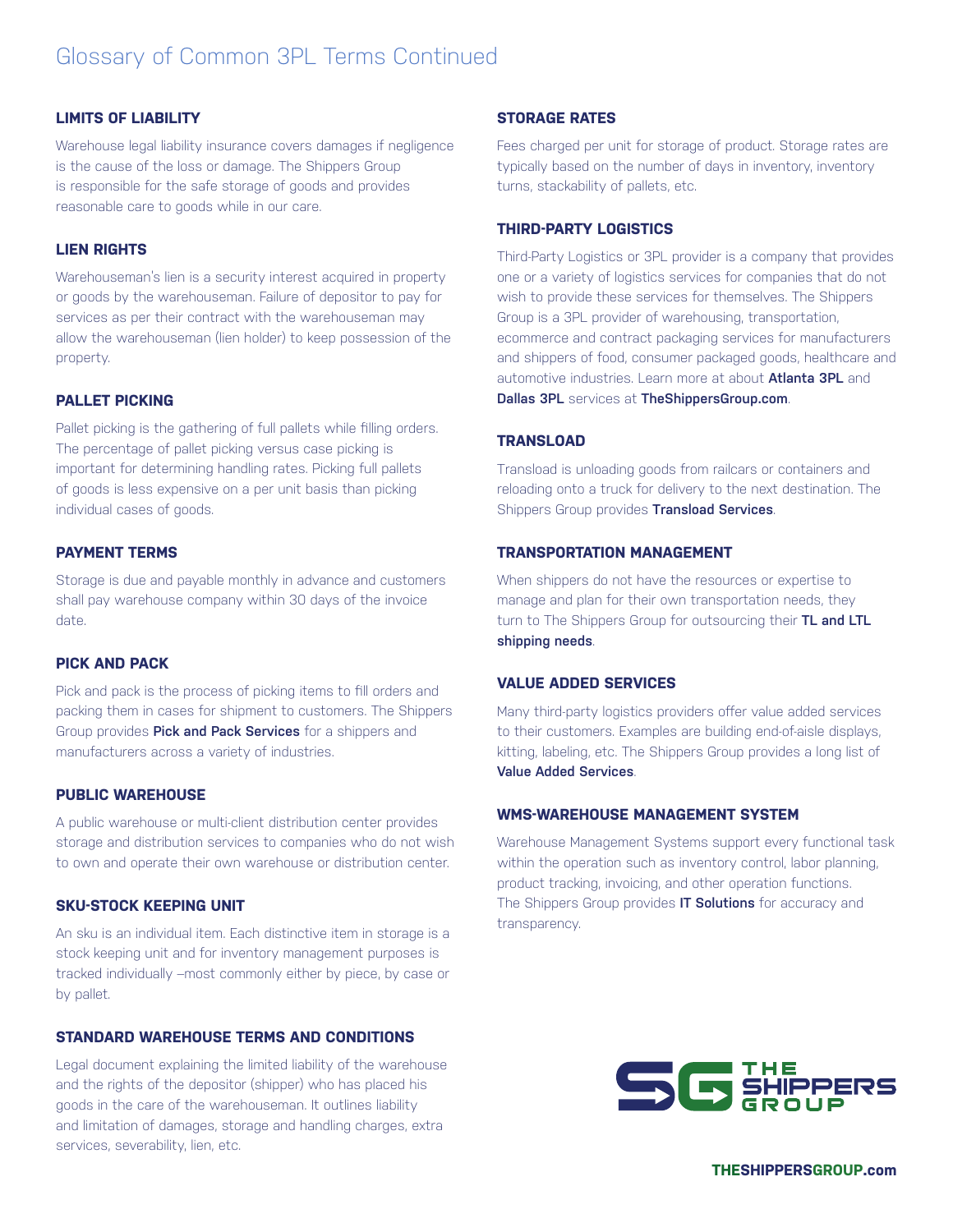# Glossary of Common 3PL Terms Continued

### LIMITS OF LIABILITY

Warehouse legal liability insurance covers damages if negligence is the cause of the loss or damage. The Shippers Group is responsible for the safe storage of goods and provides reasonable care to goods while in our care.

### LIEN RIGHTS

Warehouseman's lien is a security interest acquired in property or goods by the warehouseman. Failure of depositor to pay for services as per their contract with the warehouseman may allow the warehouseman (lien holder) to keep possession of the property.

### PALLET PICKING

Pallet picking is the gathering of full pallets while filling orders. The percentage of pallet picking versus case picking is important for determining handling rates. Picking full pallets of goods is less expensive on a per unit basis than picking individual cases of goods.

### PAYMENT TERMS

Storage is due and payable monthly in advance and customers shall pay warehouse company within 30 days of the invoice date.

### PICK AND PACK

Pick and pack is the process of picking items to fill orders and packing them in cases for shipment to customers. The Shippers Group provides **Pick and Pack Services** for a shippers and manufacturers across a variety of industries.

### PUBLIC WAREHOUSE

A public warehouse or multi-client distribution center provides storage and distribution services to companies who do not wish to own and operate their own warehouse or distribution center.

### SKU-STOCK KEEPING UNIT

An sku is an individual item. Each distinctive item in storage is a stock keeping unit and for inventory management purposes is tracked individually –most commonly either by piece, by case or by pallet.

### STANDARD WAREHOUSE TERMS AND CONDITIONS

Legal document explaining the limited liability of the warehouse and the rights of the depositor (shipper) who has placed his goods in the care of the warehouseman. It outlines liability and limitation of damages, storage and handling charges, extra services, severability, lien, etc.

### STORAGE RATES

Fees charged per unit for storage of product. Storage rates are typically based on the number of days in inventory, inventory turns, stackability of pallets, etc.

### THIRD-PARTY LOGISTICS

Third-Party Logistics or 3PL provider is a company that provides one or a variety of logistics services for companies that do not wish to provide these services for themselves. The Shippers Group is a 3PL provider of warehousing, transportation, ecommerce and contract packaging services for manufacturers and shippers of food, consumer packaged goods, healthcare and automotive industries. Learn more at about **Atlanta 3PL** and **Dallas 3PL** services at **TheShippersGroup.com**.

### TRANSLOAD

Transload is unloading goods from railcars or containers and reloading onto a truck for delivery to the next destination. The Shippers Group provides **Transload Services**.

### TRANSPORTATION MANAGEMENT

When shippers do not have the resources or expertise to manage and plan for their own transportation needs, they turn to The Shippers Group for outsourcing their **TL and LTL shipping needs**.

### VALUE ADDED SERVICES

Many third-party logistics providers offer value added services to their customers. Examples are building end-of-aisle displays, kitting, labeling, etc. The Shippers Group provides a long list of **Value Added Services**.

### WMS-WAREHOUSE MANAGEMENT SYSTEM

Warehouse Management Systems support every functional task within the operation such as inventory control, labor planning, product tracking, invoicing, and other operation functions. The Shippers Group provides **IT Solutions** for accuracy and transparency.

THE SHIPPERS GROUP

THESHIPPERSGROUP.com